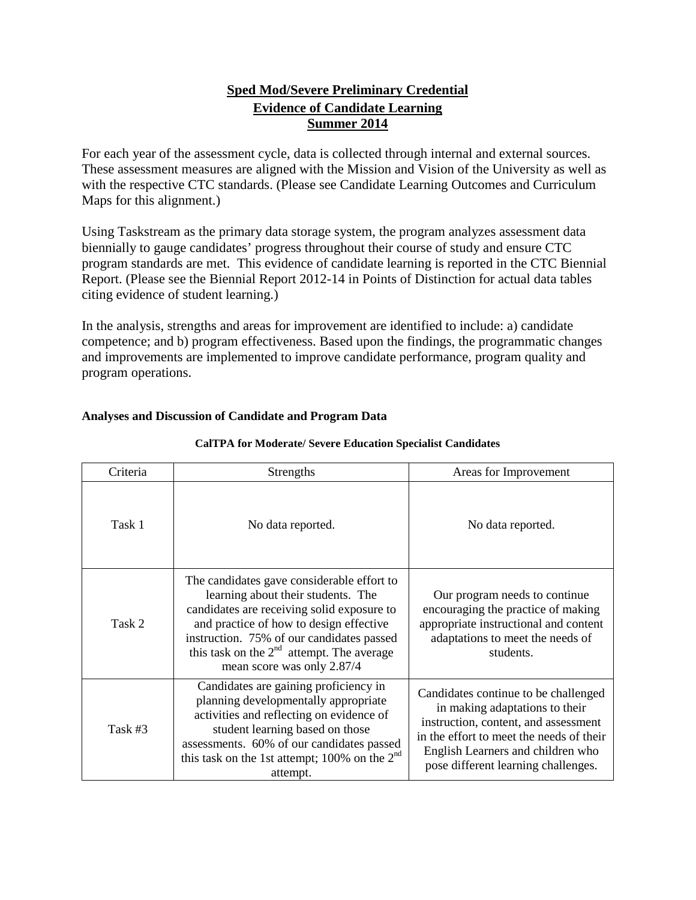# Sped Mod/Severe Preliminary Credential

## Evidence of Candidate Learning

## Summer 2014

For each year of the assessment cycle, data is collected through internal and external sources. These assessment measures are aligned with the Mission and Vision of the University as well as with the respective CTC standards. (Please see Candidate Learning Outcomes and Curriculum Maps for this alignment.)

Using Taskstream as the primary data storage system, the program analyzes assessment data biennially to gauge candidates' progress throughout their course of study and ensure CTC program standards are met. This evidence of candidate learning is reported in the CTC Biennial Report. (Please see the Biennial Report 2012-14 in Points of Distinction for actual data tables citing evidence of student learning.)

In the analysis, strengths and areas for improvement are identified to include: a) candidate competence; and b) program effectiveness. Based upon the findings, the programmatic changes and improvements are implemented to improve candidate performance, program quality and program operations.

### Analyses and Discussion of Candidate and Program Data

**CalTPA for Moderate/ Severe Education Specialist Candidates**

| Criteria | Strengths | Areas for Improvement |
|---|---|---|
| Task 1 | No data reported. | No data reported. |
| Task 2 | The candidates gave considerable effort to learning about their students. The candidates are receiving solid exposure to and practice of how to design effective instruction. 75% of our candidates passed this task on the 2nd attempt. The average mean score was only 2.87/4 | Our program needs to continue encouraging the practice of making appropriate instructional and content adaptations to meet the needs of students. |
| Task #3 | Candidates are gaining proficiency in planning developmentally appropriate activities and reflecting on evidence of student learning based on those assessments. 60% of our candidates passed this task on the 1st attempt; 100% on the 2nd attempt. | Candidates continue to be challenged in making adaptations to their instruction, content, and assessment in the effort to meet the needs of their English Learners and children who pose different learning challenges. |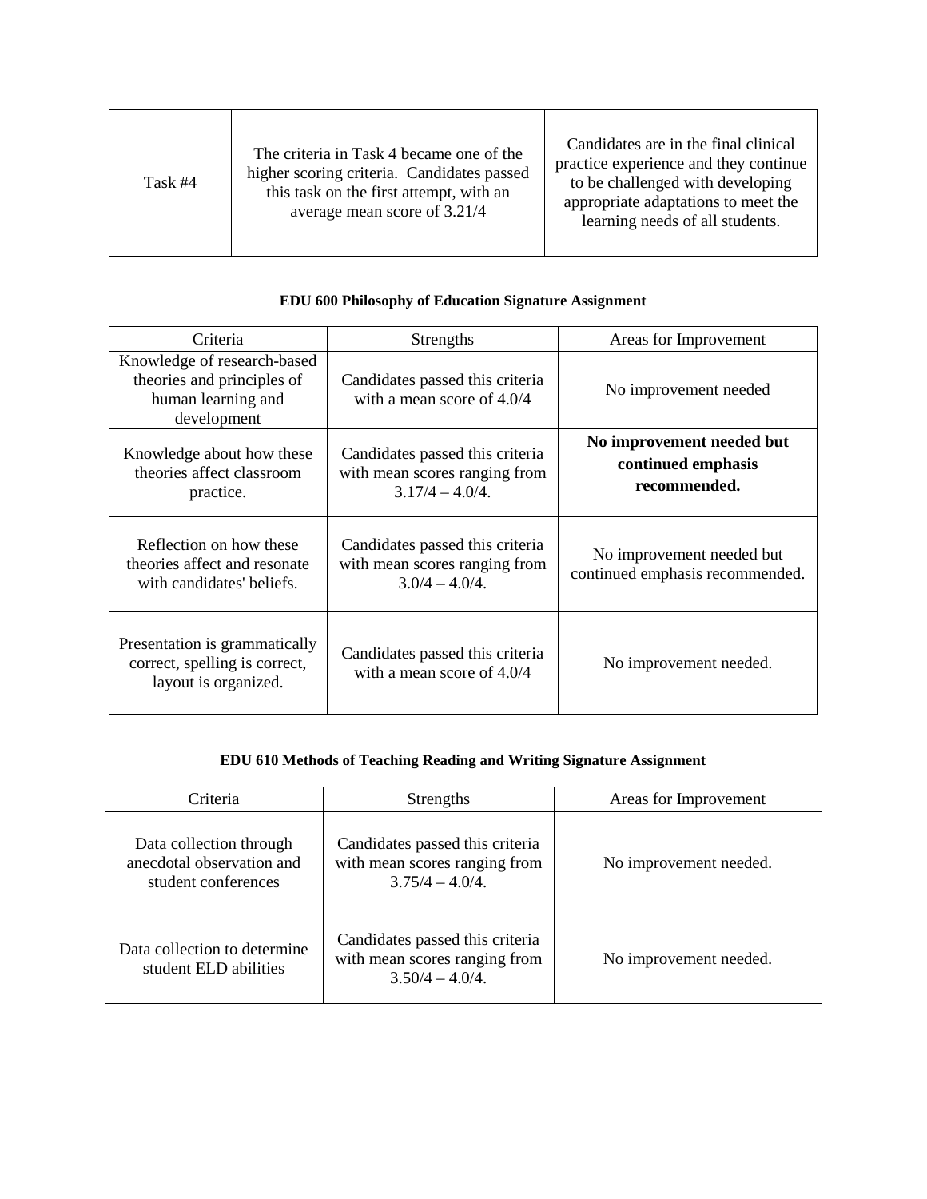| Task #4 | The criteria in Task 4 became one of the higher scoring criteria. Candidates passed this task on the first attempt, with an average mean score of 3.21/4 | Candidates are in the final clinical practice experience and they continue to be challenged with developing appropriate adaptations to meet the learning needs of all students. |
| --- | --- | --- |

**EDU 600 Philosophy of Education Signature Assignment**

| Criteria | Strengths | Areas for Improvement |
| --- | --- | --- |
| Knowledge of research-based theories and principles of human learning and development | Candidates passed this criteria with a mean score of 4.0/4 | No improvement needed |
| Knowledge about how these theories affect classroom practice. | Candidates passed this criteria with mean scores ranging from 3.17/4 – 4.0/4. | **No improvement needed but continued emphasis recommended.** |
| Reflection on how these theories affect and resonate with candidates' beliefs. | Candidates passed this criteria with mean scores ranging from 3.0/4 – 4.0/4. | No improvement needed but continued emphasis recommended. |
| Presentation is grammatically correct, spelling is correct, layout is organized. | Candidates passed this criteria with a mean score of 4.0/4 | No improvement needed. |

**EDU 610 Methods of Teaching Reading and Writing Signature Assignment**

| Criteria | Strengths | Areas for Improvement |
| --- | --- | --- |
| Data collection through anecdotal observation and student conferences | Candidates passed this criteria with mean scores ranging from 3.75/4 – 4.0/4. | No improvement needed. |
| Data collection to determine student ELD abilities | Candidates passed this criteria with mean scores ranging from 3.50/4 – 4.0/4. | No improvement needed. |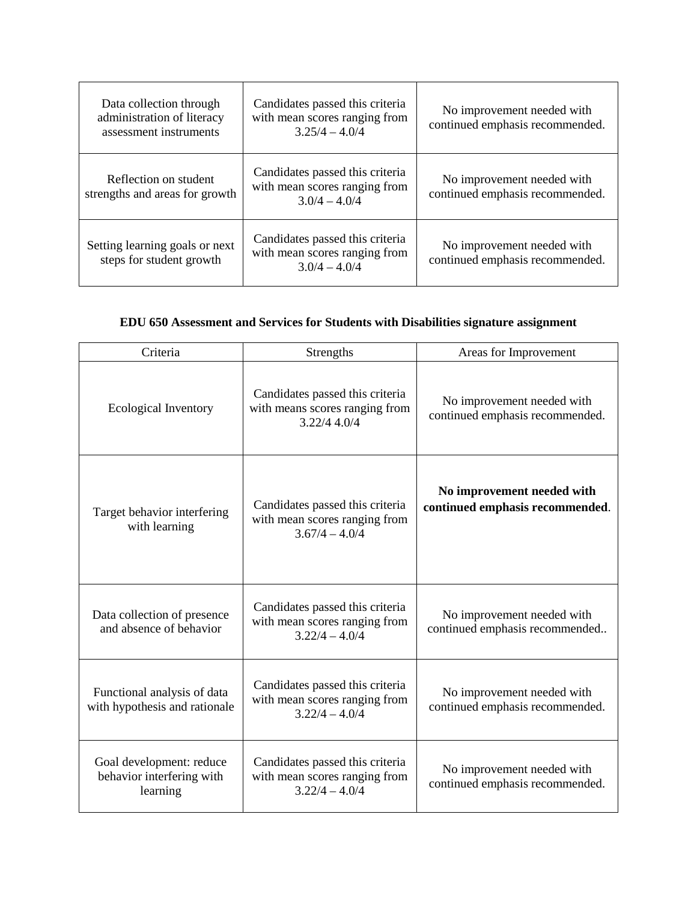| | | |
|---|---|---|
| Data collection through administration of literacy assessment instruments | Candidates passed this criteria with mean scores ranging from 3.25/4 – 4.0/4 | No improvement needed with continued emphasis recommended. |
| Reflection on student strengths and areas for growth | Candidates passed this criteria with mean scores ranging from 3.0/4 – 4.0/4 | No improvement needed with continued emphasis recommended. |
| Setting learning goals or next steps for student growth | Candidates passed this criteria with mean scores ranging from 3.0/4 – 4.0/4 | No improvement needed with continued emphasis recommended. |

**EDU 650 Assessment and Services for Students with Disabilities signature assignment**

| Criteria | Strengths | Areas for Improvement |
|---|---|---|
| Ecological Inventory | Candidates passed this criteria with means scores ranging from 3.22/4 4.0/4 | No improvement needed with continued emphasis recommended. |
| Target behavior interfering with learning | Candidates passed this criteria with mean scores ranging from 3.67/4 – 4.0/4 | **No improvement needed with continued emphasis recommended**. |
| Data collection of presence and absence of behavior | Candidates passed this criteria with mean scores ranging from 3.22/4 – 4.0/4 | No improvement needed with continued emphasis recommended.. |
| Functional analysis of data with hypothesis and rationale | Candidates passed this criteria with mean scores ranging from 3.22/4 – 4.0/4 | No improvement needed with continued emphasis recommended. |
| Goal development: reduce behavior interfering with learning | Candidates passed this criteria with mean scores ranging from 3.22/4 – 4.0/4 | No improvement needed with continued emphasis recommended. |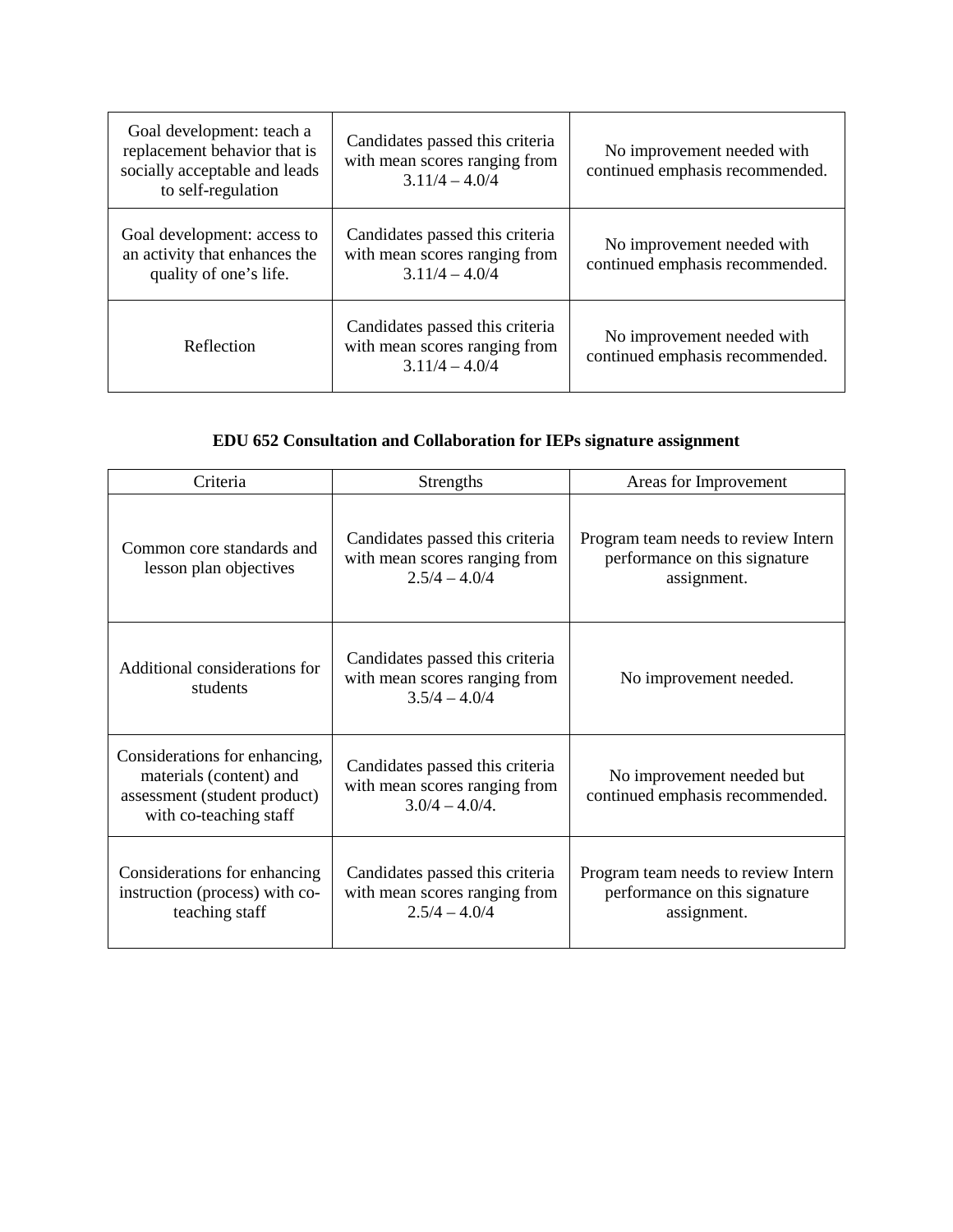| | | |
|---|---|---|
| Goal development: teach a replacement behavior that is socially acceptable and leads to self-regulation | Candidates passed this criteria with mean scores ranging from 3.11/4 – 4.0/4 | No improvement needed with continued emphasis recommended. |
| Goal development: access to an activity that enhances the quality of one's life. | Candidates passed this criteria with mean scores ranging from 3.11/4 – 4.0/4 | No improvement needed with continued emphasis recommended. |
| Reflection | Candidates passed this criteria with mean scores ranging from 3.11/4 – 4.0/4 | No improvement needed with continued emphasis recommended. |

**EDU 652 Consultation and Collaboration for IEPs signature assignment**

| Criteria | Strengths | Areas for Improvement |
|---|---|---|
| Common core standards and lesson plan objectives | Candidates passed this criteria with mean scores ranging from 2.5/4 – 4.0/4 | Program team needs to review Intern performance on this signature assignment. |
| Additional considerations for students | Candidates passed this criteria with mean scores ranging from 3.5/4 – 4.0/4 | No improvement needed. |
| Considerations for enhancing, materials (content) and assessment (student product) with co-teaching staff | Candidates passed this criteria with mean scores ranging from 3.0/4 – 4.0/4. | No improvement needed but continued emphasis recommended. |
| Considerations for enhancing instruction (process) with co-teaching staff | Candidates passed this criteria with mean scores ranging from 2.5/4 – 4.0/4 | Program team needs to review Intern performance on this signature assignment. |